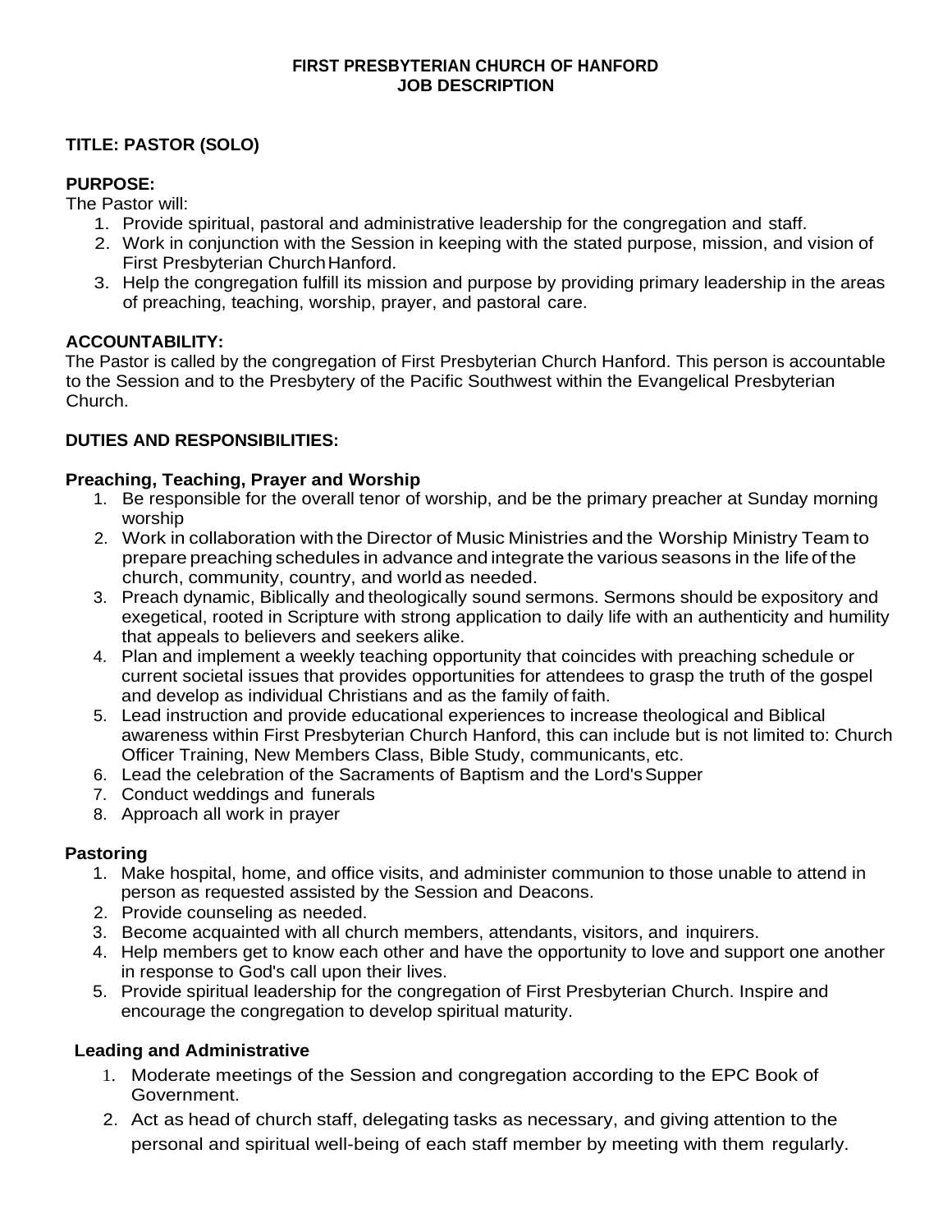**FIRST PRESBYTERIAN CHURCH OF HANFORD**
**JOB DESCRIPTION**

## TITLE: PASTOR (SOLO)

### PURPOSE:

The Pastor will:

1. Provide spiritual, pastoral and administrative leadership for the congregation and staff.
2. Work in conjunction with the Session in keeping with the stated purpose, mission, and vision of First Presbyterian Church Hanford.
3. Help the congregation fulfill its mission and purpose by providing primary leadership in the areas of preaching, teaching, worship, prayer, and pastoral care.

### ACCOUNTABILITY:

The Pastor is called by the congregation of First Presbyterian Church Hanford. This person is accountable to the Session and to the Presbytery of the Pacific Southwest within the Evangelical Presbyterian Church.

### DUTIES AND RESPONSIBILITIES:

#### Preaching, Teaching, Prayer and Worship

1. Be responsible for the overall tenor of worship, and be the primary preacher at Sunday morning worship
2. Work in collaboration with the Director of Music Ministries and the Worship Ministry Team to prepare preaching schedules in advance and integrate the various seasons in the life of the church, community, country, and world as needed.
3. Preach dynamic, Biblically and theologically sound sermons. Sermons should be expository and exegetical, rooted in Scripture with strong application to daily life with an authenticity and humility that appeals to believers and seekers alike.
4. Plan and implement a weekly teaching opportunity that coincides with preaching schedule or current societal issues that provides opportunities for attendees to grasp the truth of the gospel and develop as individual Christians and as the family of faith.
5. Lead instruction and provide educational experiences to increase theological and Biblical awareness within First Presbyterian Church Hanford, this can include but is not limited to: Church Officer Training, New Members Class, Bible Study, communicants, etc.
6. Lead the celebration of the Sacraments of Baptism and the Lord's Supper
7. Conduct weddings and funerals
8. Approach all work in prayer

#### Pastoring

1. Make hospital, home, and office visits, and administer communion to those unable to attend in person as requested assisted by the Session and Deacons.
2. Provide counseling as needed.
3. Become acquainted with all church members, attendants, visitors, and inquirers.
4. Help members get to know each other and have the opportunity to love and support one another in response to God's call upon their lives.
5. Provide spiritual leadership for the congregation of First Presbyterian Church. Inspire and encourage the congregation to develop spiritual maturity.

#### Leading and Administrative

1. Moderate meetings of the Session and congregation according to the EPC Book of Government.
2. Act as head of church staff, delegating tasks as necessary, and giving attention to the personal and spiritual well-being of each staff member by meeting with them regularly.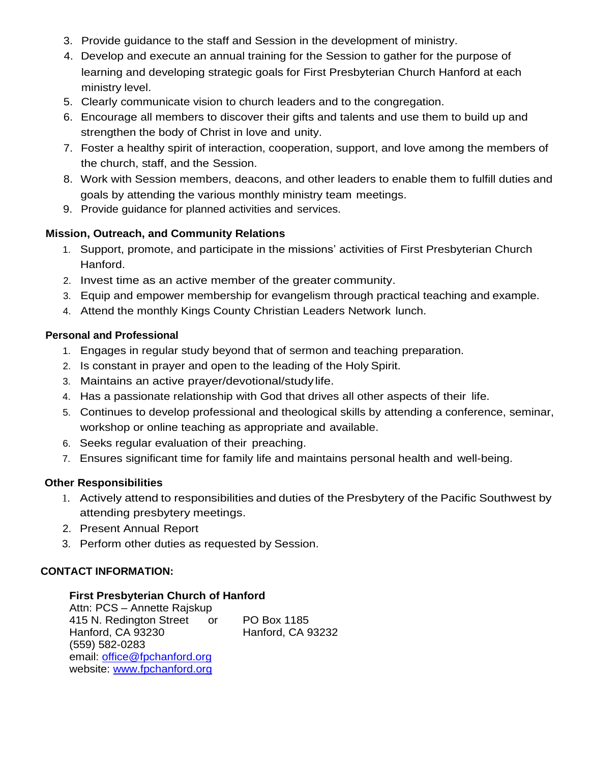3. Provide guidance to the staff and Session in the development of ministry.
4. Develop and execute an annual training for the Session to gather for the purpose of learning and developing strategic goals for First Presbyterian Church Hanford at each ministry level.
5. Clearly communicate vision to church leaders and to the congregation.
6. Encourage all members to discover their gifts and talents and use them to build up and strengthen the body of Christ in love and unity.
7. Foster a healthy spirit of interaction, cooperation, support, and love among the members of the church, staff, and the Session.
8. Work with Session members, deacons, and other leaders to enable them to fulfill duties and goals by attending the various monthly ministry team meetings.
9. Provide guidance for planned activities and services.

**Mission, Outreach, and Community Relations**

1. Support, promote, and participate in the missions' activities of First Presbyterian Church Hanford.
2. Invest time as an active member of the greater community.
3. Equip and empower membership for evangelism through practical teaching and example.
4. Attend the monthly Kings County Christian Leaders Network lunch.

**Personal and Professional**

1. Engages in regular study beyond that of sermon and teaching preparation.
2. Is constant in prayer and open to the leading of the Holy Spirit.
3. Maintains an active prayer/devotional/study life.
4. Has a passionate relationship with God that drives all other aspects of their life.
5. Continues to develop professional and theological skills by attending a conference, seminar, workshop or online teaching as appropriate and available.
6. Seeks regular evaluation of their preaching.
7. Ensures significant time for family life and maintains personal health and well-being.

**Other Responsibilities**

1. Actively attend to responsibilities and duties of the Presbytery of the Pacific Southwest by attending presbytery meetings.
2. Present Annual Report
3. Perform other duties as requested by Session.

**CONTACT INFORMATION:**

**First Presbyterian Church of Hanford**
Attn: PCS – Annette Rajskup
415 N. Redington Street or PO Box 1185
Hanford, CA 93230 Hanford, CA 93232
(559) 582-0283
email: office@fpchanford.org
website: www.fpchanford.org